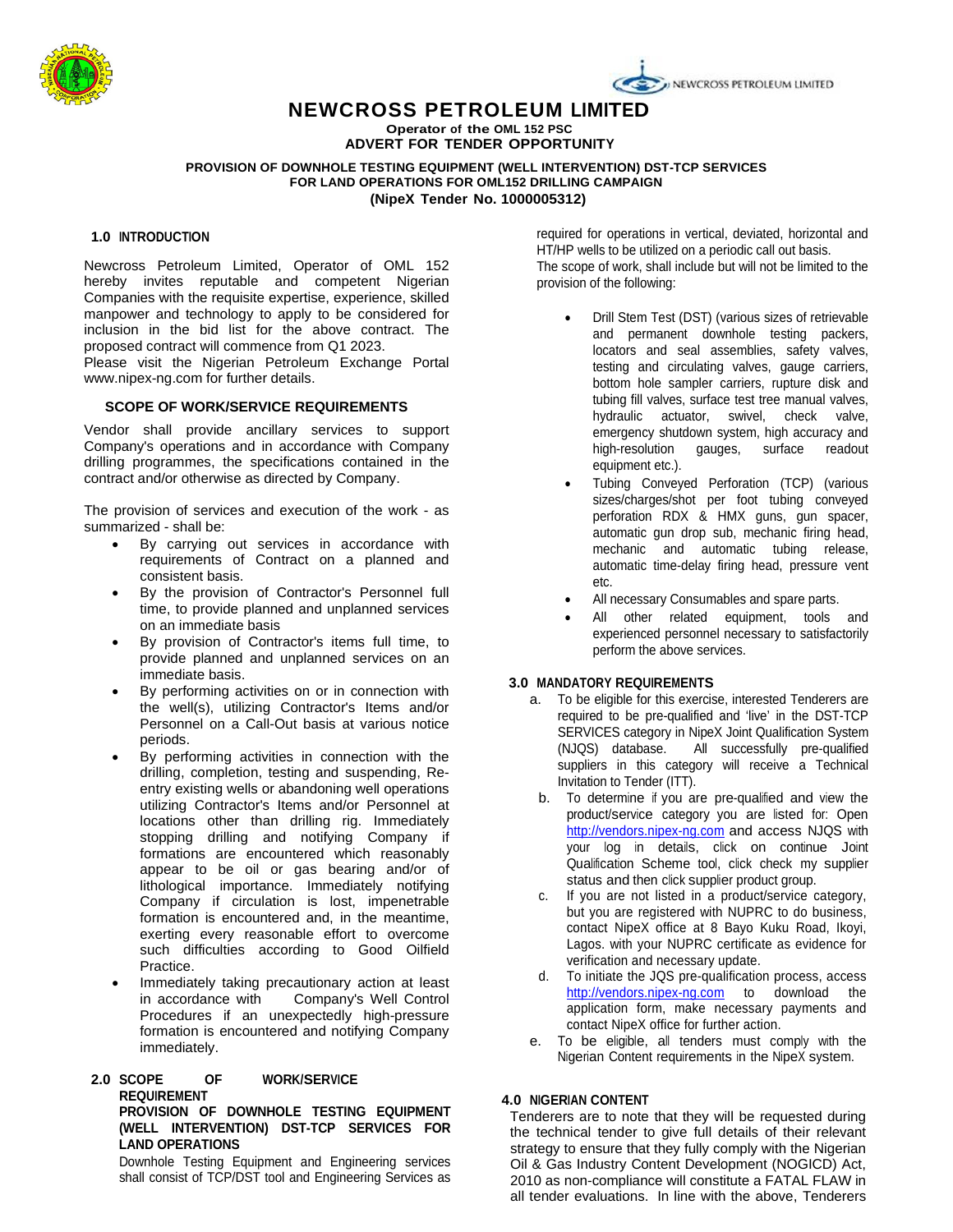NEWCROSS PETROLEUM LIMITED

# NEWCROSS PETROLEUM LIMITED

**Operator of the OML 152 PSC**

**ADVERT FOR TENDER OPPORTUNITY**

**PROVISION OF DOWNHOLE TESTING EQUIPMENT (WELL INTERVENTION) DST-TCP SERVICES FOR LAND OPERATIONS FOR OML152 DRILLING CAMPAIGN**

**(NipeX Tender No. 1000005312)**

## 1.0 INTRODUCTION

Newcross Petroleum Limited, Operator of OML 152 hereby invites reputable and competent Nigerian Companies with the requisite expertise, experience, skilled manpower and technology to apply to be considered for inclusion in the bid list for the above contract. The proposed contract will commence from Q1 2023.

Please visit the Nigerian Petroleum Exchange Portal www.nipex-ng.com for further details.

### SCOPE OF WORK/SERVICE REQUIREMENTS

Vendor shall provide ancillary services to support Company's operations and in accordance with Company drilling programmes, the specifications contained in the contract and/or otherwise as directed by Company.

The provision of services and execution of the work - as summarized - shall be:

- By carrying out services in accordance with requirements of Contract on a planned and consistent basis.
- By the provision of Contractor's Personnel full time, to provide planned and unplanned services on an immediate basis
- By provision of Contractor's items full time, to provide planned and unplanned services on an immediate basis.
- By performing activities on or in connection with the well(s), utilizing Contractor's Items and/or Personnel on a Call-Out basis at various notice periods.
- By performing activities in connection with the drilling, completion, testing and suspending, Re-entry existing wells or abandoning well operations utilizing Contractor's Items and/or Personnel at locations other than drilling rig. Immediately stopping drilling and notifying Company if formations are encountered which reasonably appear to be oil or gas bearing and/or of lithological importance. Immediately notifying Company if circulation is lost, impenetrable formation is encountered and, in the meantime, exerting every reasonable effort to overcome such difficulties according to Good Oilfield Practice.
- Immediately taking precautionary action at least in accordance with Company's Well Control Procedures if an unexpectedly high-pressure formation is encountered and notifying Company immediately.

## 2.0 SCOPE OF WORK/SERVICE REQUIREMENT

**PROVISION OF DOWNHOLE TESTING EQUIPMENT (WELL INTERVENTION) DST-TCP SERVICES FOR LAND OPERATIONS**

Downhole Testing Equipment and Engineering services shall consist of TCP/DST tool and Engineering Services as required for operations in vertical, deviated, horizontal and HT/HP wells to be utilized on a periodic call out basis.

The scope of work, shall include but will not be limited to the provision of the following:

- Drill Stem Test (DST) (various sizes of retrievable and permanent downhole testing packers, locators and seal assemblies, safety valves, testing and circulating valves, gauge carriers, bottom hole sampler carriers, rupture disk and tubing fill valves, surface test tree manual valves, hydraulic actuator, swivel, check valve, emergency shutdown system, high accuracy and high-resolution gauges, surface readout equipment etc.).
- Tubing Conveyed Perforation (TCP) (various sizes/charges/shot per foot tubing conveyed perforation RDX & HMX guns, gun spacer, automatic gun drop sub, mechanic firing head, mechanic and automatic tubing release, automatic time-delay firing head, pressure vent etc.
- All necessary Consumables and spare parts.
- All other related equipment, tools and experienced personnel necessary to satisfactorily perform the above services.

## 3.0 MANDATORY REQUIREMENTS

a. To be eligible for this exercise, interested Tenderers are required to be pre-qualified and 'live' in the DST-TCP SERVICES category in NipeX Joint Qualification System (NJQS) database. All successfully pre-qualified suppliers in this category will receive a Technical Invitation to Tender (ITT).

b. To determine if you are pre-qualified and view the product/service category you are listed for: Open http://vendors.nipex-ng.com and access NJQS with your log in details, click on continue Joint Qualification Scheme tool, click check my supplier status and then click supplier product group.

c. If you are not listed in a product/service category, but you are registered with NUPRC to do business, contact NipeX office at 8 Bayo Kuku Road, Ikoyi, Lagos. with your NUPRC certificate as evidence for verification and necessary update.

d. To initiate the JQS pre-qualification process, access http://vendors.nipex-ng.com to download the application form, make necessary payments and contact NipeX office for further action.

e. To be eligible, all tenders must comply with the Nigerian Content requirements in the NipeX system.

## 4.0 NIGERIAN CONTENT

Tenderers are to note that they will be requested during the technical tender to give full details of their relevant strategy to ensure that they fully comply with the Nigerian Oil & Gas Industry Content Development (NOGICD) Act, 2010 as non-compliance will constitute a FATAL FLAW in all tender evaluations. In line with the above, Tenderers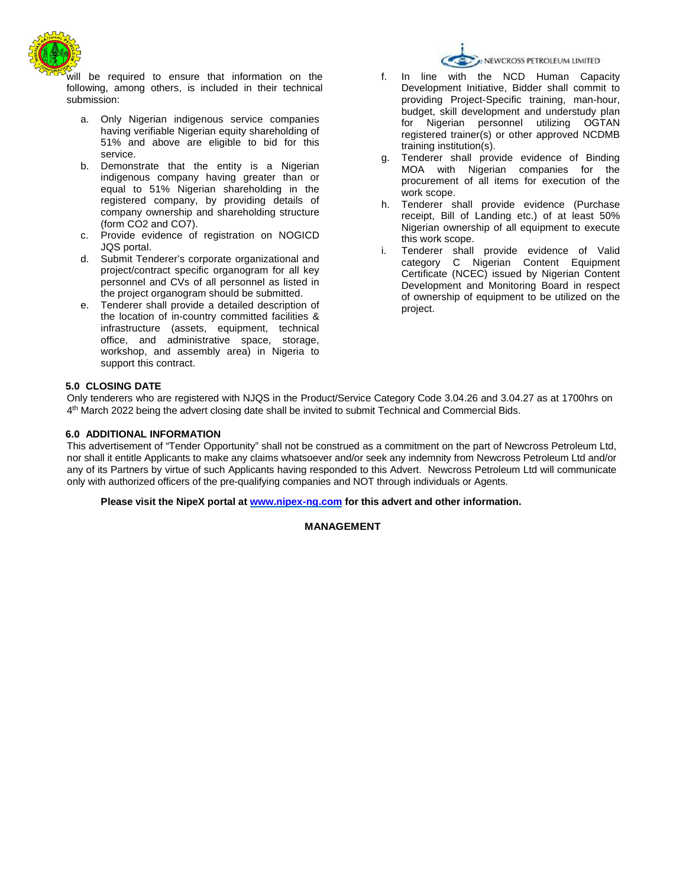will be required to ensure that information on the following, among others, is included in their technical submission:

a. Only Nigerian indigenous service companies having verifiable Nigerian equity shareholding of 51% and above are eligible to bid for this service.
b. Demonstrate that the entity is a Nigerian indigenous company having greater than or equal to 51% Nigerian shareholding in the registered company, by providing details of company ownership and shareholding structure (form CO2 and CO7).
c. Provide evidence of registration on NOGICD JQS portal.
d. Submit Tenderer's corporate organizational and project/contract specific organogram for all key personnel and CVs of all personnel as listed in the project organogram should be submitted.
e. Tenderer shall provide a detailed description of the location of in-country committed facilities & infrastructure (assets, equipment, technical office, and administrative space, storage, workshop, and assembly area) in Nigeria to support this contract.
f. In line with the NCD Human Capacity Development Initiative, Bidder shall commit to providing Project-Specific training, man-hour, budget, skill development and understudy plan for Nigerian personnel utilizing OGTAN registered trainer(s) or other approved NCDMB training institution(s).
g. Tenderer shall provide evidence of Binding MOA with Nigerian companies for the procurement of all items for execution of the work scope.
h. Tenderer shall provide evidence (Purchase receipt, Bill of Landing etc.) of at least 50% Nigerian ownership of all equipment to execute this work scope.
i. Tenderer shall provide evidence of Valid category C Nigerian Content Equipment Certificate (NCEC) issued by Nigerian Content Development and Monitoring Board in respect of ownership of equipment to be utilized on the project.

## 5.0 CLOSING DATE

Only tenderers who are registered with NJQS in the Product/Service Category Code 3.04.26 and 3.04.27 as at 1700hrs on 4th March 2022 being the advert closing date shall be invited to submit Technical and Commercial Bids.

## 6.0 ADDITIONAL INFORMATION

This advertisement of "Tender Opportunity" shall not be construed as a commitment on the part of Newcross Petroleum Ltd, nor shall it entitle Applicants to make any claims whatsoever and/or seek any indemnity from Newcross Petroleum Ltd and/or any of its Partners by virtue of such Applicants having responded to this Advert. Newcross Petroleum Ltd will communicate only with authorized officers of the pre-qualifying companies and NOT through individuals or Agents.

**Please visit the NipeX portal at [www.nipex-ng.com](http://www.nipex-ng.com) for this advert and other information.**

**MANAGEMENT**